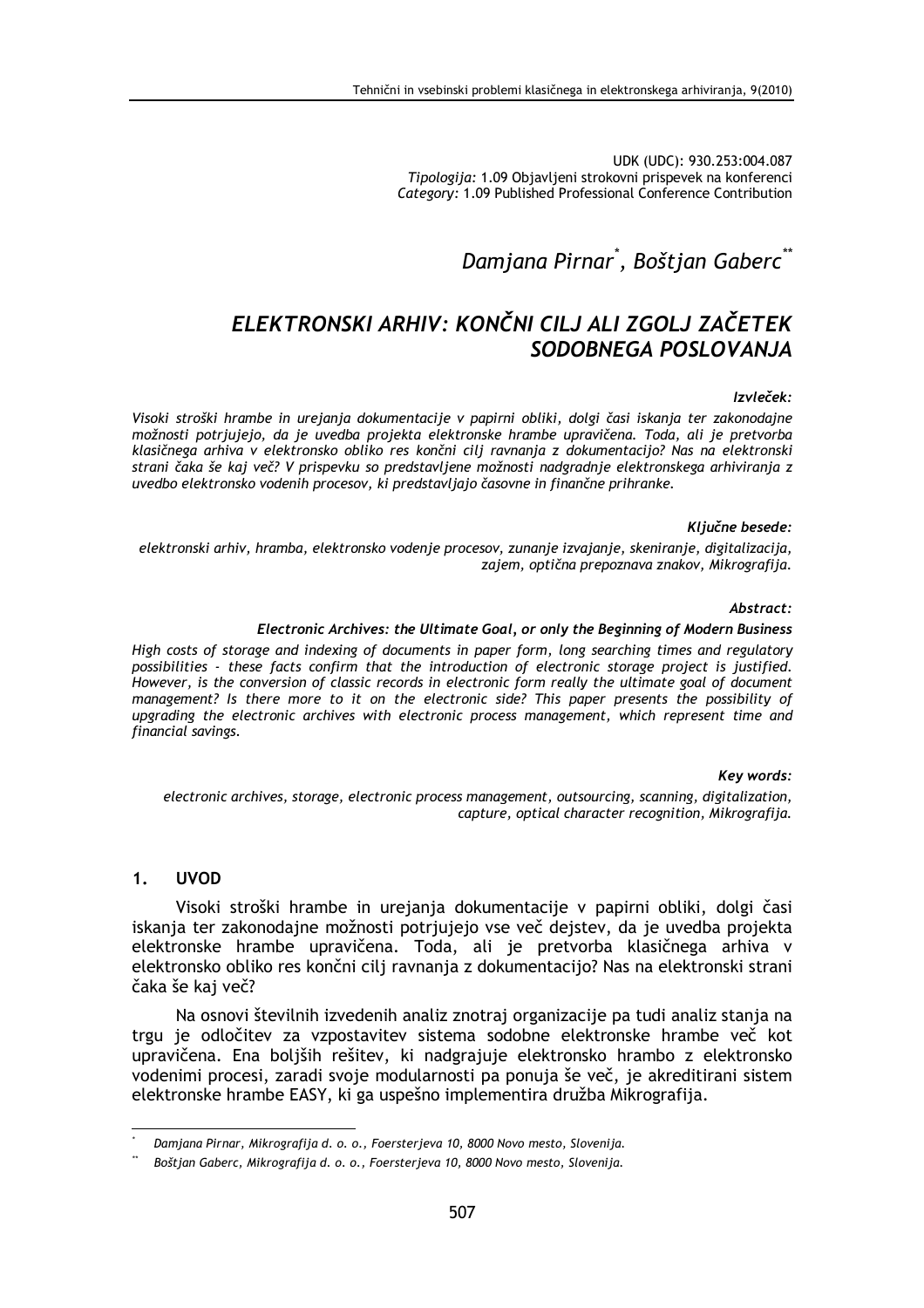UDK (UDC): 930.253:004.087
*Tipologija:* 1.09 Objavljeni strokovni prispevek na konferenci
*Category:* 1.09 Published Professional Conference Contribution

*Damjana Pirnar*[*], *Boštjan Gaberc*[**]

# *ELEKTRONSKI ARHIV: KONČNI CILJ ALI ZGOLJ ZAČETEK SODOBNEGA POSLOVANJA*

***Izvleček:***

*Visoki stroški hrambe in urejanja dokumentacije v papirni obliki, dolgi časi iskanja ter zakonodajne možnosti potrjujejo, da je uvedba projekta elektronske hrambe upravičena. Toda, ali je pretvorba klasičnega arhiva v elektronsko obliko res končni cilj ravnanja z dokumentacijo? Nas na elektronski strani čaka še kaj več? V prispevku so predstavljene možnosti nadgradnje elektronskega arhiviranja z uvedbo elektronsko vodenih procesov, ki predstavljajo časovne in finančne prihranke.*

***Ključne besede:***

*elektronski arhiv, hramba, elektronsko vodenje procesov, zunanje izvajanje, skeniranje, digitalizacija, zajem, optična prepoznava znakov, Mikrografija.*

***Abstract:***

***Electronic Archives: the Ultimate Goal, or only the Beginning of Modern Business***

*High costs of storage and indexing of documents in paper form, long searching times and regulatory possibilities - these facts confirm that the introduction of electronic storage project is justified. However, is the conversion of classic records in electronic form really the ultimate goal of document management? Is there more to it on the electronic side? This paper presents the possibility of upgrading the electronic archives with electronic process management, which represent time and financial savings.*

***Key words:***

*electronic archives, storage, electronic process management, outsourcing, scanning, digitalization, capture, optical character recognition, Mikrografija.*

## 1. UVOD

Visoki stroški hrambe in urejanja dokumentacije v papirni obliki, dolgi časi iskanja ter zakonodajne možnosti potrjujejo vse več dejstev, da je uvedba projekta elektronske hrambe upravičena. Toda, ali je pretvorba klasičnega arhiva v elektronsko obliko res končni cilj ravnanja z dokumentacijo? Nas na elektronski strani čaka še kaj več?

Na osnovi številnih izvedenih analiz znotraj organizacije pa tudi analiz stanja na trgu je odločitev za vzpostavitev sistema sodobne elektronske hrambe več kot upravičena. Ena boljših rešitev, ki nadgrajuje elektronsko hrambo z elektronsko vodenimi procesi, zaradi svoje modularnosti pa ponuja še več, je akreditirani sistem elektronske hrambe EASY, ki ga uspešno implementira družba Mikrografija.

---

[*] *Damjana Pirnar, Mikrografija d. o. o., Foersterjeva 10, 8000 Novo mesto, Slovenija.*

[**] *Boštjan Gaberc, Mikrografija d. o. o., Foersterjeva 10, 8000 Novo mesto, Slovenija.*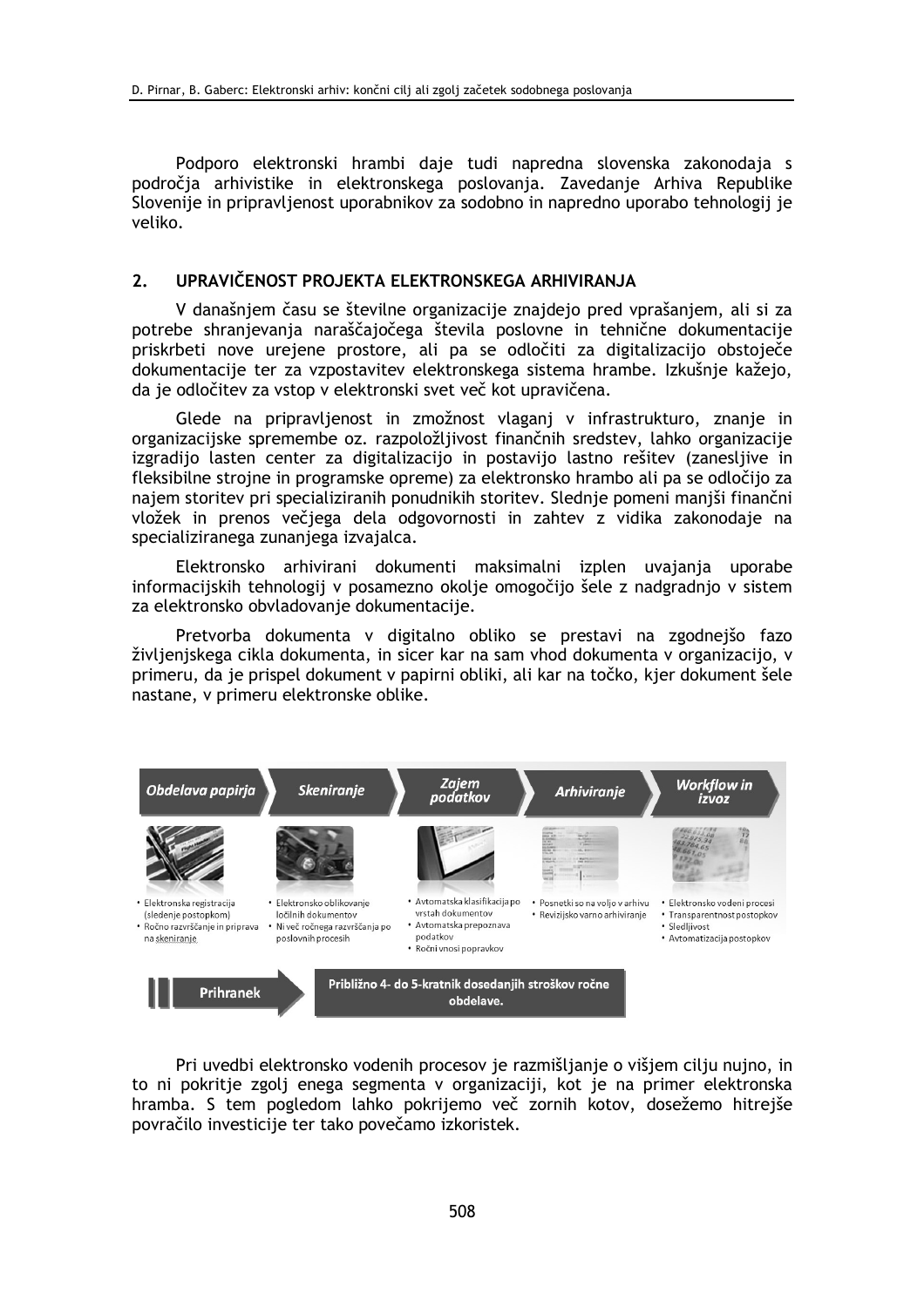Podporo elektronski hrambi daje tudi napredna slovenska zakonodaja s področja arhivistike in elektronskega poslovanja. Zavedanje Arhiva Republike Slovenije in pripravljenost uporabnikov za sodobno in napredno uporabo tehnologij je veliko.

## 2. UPRAVIČENOST PROJEKTA ELEKTRONSKEGA ARHIVIRANJA

V današnjem času se številne organizacije znajdejo pred vprašanjem, ali si za potrebe shranjevanja naraščajočega števila poslovne in tehnične dokumentacije priskrbeti nove urejene prostore, ali pa se odločiti za digitalizacijo obstoječe dokumentacije ter za vzpostavitev elektronskega sistema hrambe. Izkušnje kažejo, da je odločitev za vstop v elektronski svet več kot upravičena.

Glede na pripravljenost in zmožnost vlaganj v infrastrukturo, znanje in organizacijske spremembe oz. razpoložljivost finančnih sredstev, lahko organizacije izgradijo lasten center za digitalizacijo in postavijo lastno rešitev (zanesljive in fleksibilne strojne in programske opreme) za elektronsko hrambo ali pa se odločijo za najem storitev pri specializiranih ponudnikih storitev. Slednje pomeni manjši finančni vložek in prenos večjega dela odgovornosti in zahtev z vidika zakonodaje na specializiranega zunanjega izvajalca.

Elektronsko arhivirani dokumenti maksimalni izplen uvajanja uporabe informacijskih tehnologij v posamezno okolje omogočijo šele z nadgradnjo v sistem za elektronsko obvladovanje dokumentacije.

Pretvorba dokumenta v digitalno obliko se prestavi na zgodnejšo fazo življenjskega cikla dokumenta, in sicer kar na sam vhod dokumenta v organizacijo, v primeru, da je prispel dokument v papirni obliki, ali kar na točko, kjer dokument šele nastane, v primeru elektronske oblike.

Obdelava papirja
- Elektronska registracija (sledenje postopkom)
- Ročno razvrščanje in priprava na skeniranje

Skeniranje
- Elektronsko oblikovanje ločilnih dokumentov
- Ni več ročnega razvrščanja po poslovnih procesih

Zajem podatkov
- Avtomatska klasifikacija po vrstah dokumentov
- Avtomatska prepoznava podatkov
- Ročni vnosi popravkov

Arhiviranje
- Posnetki so na voljo v arhivu
- Revizijsko varno arhiviranje

Workflow in izvoz
- Elektronsko vodeni procesi
- Transparentnost postopkov
- Sledljivost
- Avtomatizacija postopkov

Prihranek

Približno 4- do 5-kratnik dosedanjih stroškov ročne obdelave.

Pri uvedbi elektronsko vodenih procesov je razmišljanje o višjem cilju nujno, in to ni pokritje zgolj enega segmenta v organizaciji, kot je na primer elektronska hramba. S tem pogledom lahko pokrijemo več zornih kotov, dosežemo hitrejše povračilo investicije ter tako povečamo izkoristek.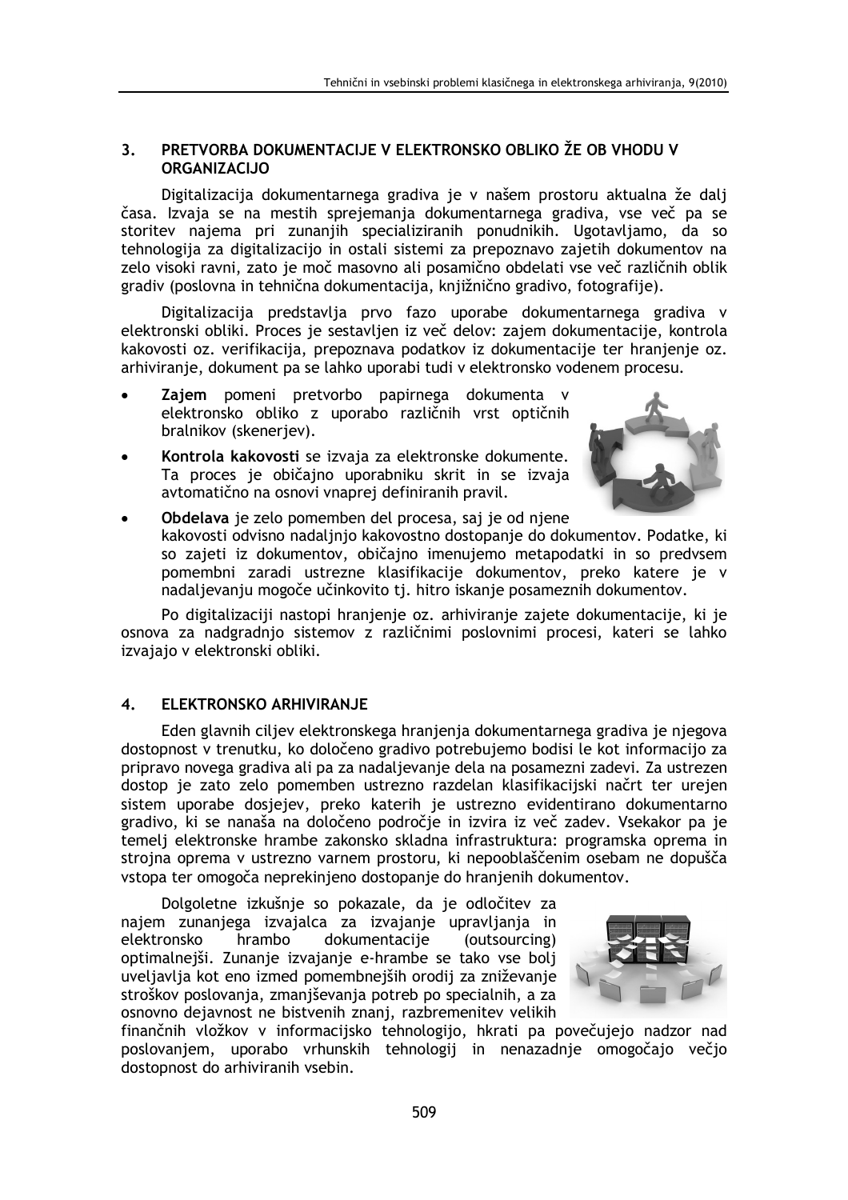## 3. PRETVORBA DOKUMENTACIJE V ELEKTRONSKO OBLIKO ŽE OB VHODU V ORGANIZACIJO

Digitalizacija dokumentarnega gradiva je v našem prostoru aktualna že dalj časa. Izvaja se na mestih sprejemanja dokumentarnega gradiva, vse več pa se storitev najema pri zunanjih specializiranih ponudnikih. Ugotavljamo, da so tehnologija za digitalizacijo in ostali sistemi za prepoznavo zajetih dokumentov na zelo visoki ravni, zato je moč masovno ali posamično obdelati vse več različnih oblik gradiv (poslovna in tehnična dokumentacija, knjižnično gradivo, fotografije).

Digitalizacija predstavlja prvo fazo uporabe dokumentarnega gradiva v elektronski obliki. Proces je sestavljen iz več delov: zajem dokumentacije, kontrola kakovosti oz. verifikacija, prepoznava podatkov iz dokumentacije ter hranjenje oz. arhiviranje, dokument pa se lahko uporabi tudi v elektronsko vodenem procesu.

- **Zajem** pomeni pretvorbo papirnega dokumenta v elektronsko obliko z uporabo različnih vrst optičnih bralnikov (skenerjev).
- **Kontrola kakovosti** se izvaja za elektronske dokumente. Ta proces je običajno uporabniku skrit in se izvaja avtomatično na osnovi vnaprej definiranih pravil.
- **Obdelava** je zelo pomemben del procesa, saj je od njene kakovosti odvisno nadaljnjo kakovostno dostopanje do dokumentov. Podatke, ki so zajeti iz dokumentov, običajno imenujemo metapodatki in so predvsem pomembni zaradi ustrezne klasifikacije dokumentov, preko katere je v nadaljevanju mogoče učinkovito tj. hitro iskanje posameznih dokumentov.

Po digitalizaciji nastopi hranjenje oz. arhiviranje zajete dokumentacije, ki je osnova za nadgradnjo sistemov z različnimi poslovnimi procesi, kateri se lahko izvajajo v elektronski obliki.

## 4. ELEKTRONSKO ARHIVIRANJE

Eden glavnih ciljev elektronskega hranjenja dokumentarnega gradiva je njegova dostopnost v trenutku, ko določeno gradivo potrebujemo bodisi le kot informacijo za pripravo novega gradiva ali pa za nadaljevanje dela na posamezni zadevi. Za ustrezen dostop je zato zelo pomemben ustrezno razdelan klasifikacijski načrt ter urejen sistem uporabe dosjejev, preko katerih je ustrezno evidentirano dokumentarno gradivo, ki se nanaša na določeno področje in izvira iz več zadev. Vsekakor pa je temelj elektronske hrambe zakonsko skladna infrastruktura: programska oprema in strojna oprema v ustrezno varnem prostoru, ki nepooblaščenim osebam ne dopušča vstopa ter omogoča neprekinjeno dostopanje do hranjenih dokumentov.

Dolgoletne izkušnje so pokazale, da je odločitev za najem zunanjega izvajalca za izvajanje upravljanja in elektronsko hrambo dokumentacije (outsourcing) optimalnejši. Zunanje izvajanje e-hrambe se tako vse bolj uveljavlja kot eno izmed pomembnejših orodij za zniževanje stroškov poslovanja, zmanjševanja potreb po specialnih, a za osnovno dejavnost ne bistvenih znanj, razbremenitev velikih finančnih vložkov v informacijsko tehnologijo, hkrati pa povečujejo nadzor nad poslovanjem, uporabo vrhunskih tehnologij in nenazadnje omogočajo večjo dostopnost do arhiviranih vsebin.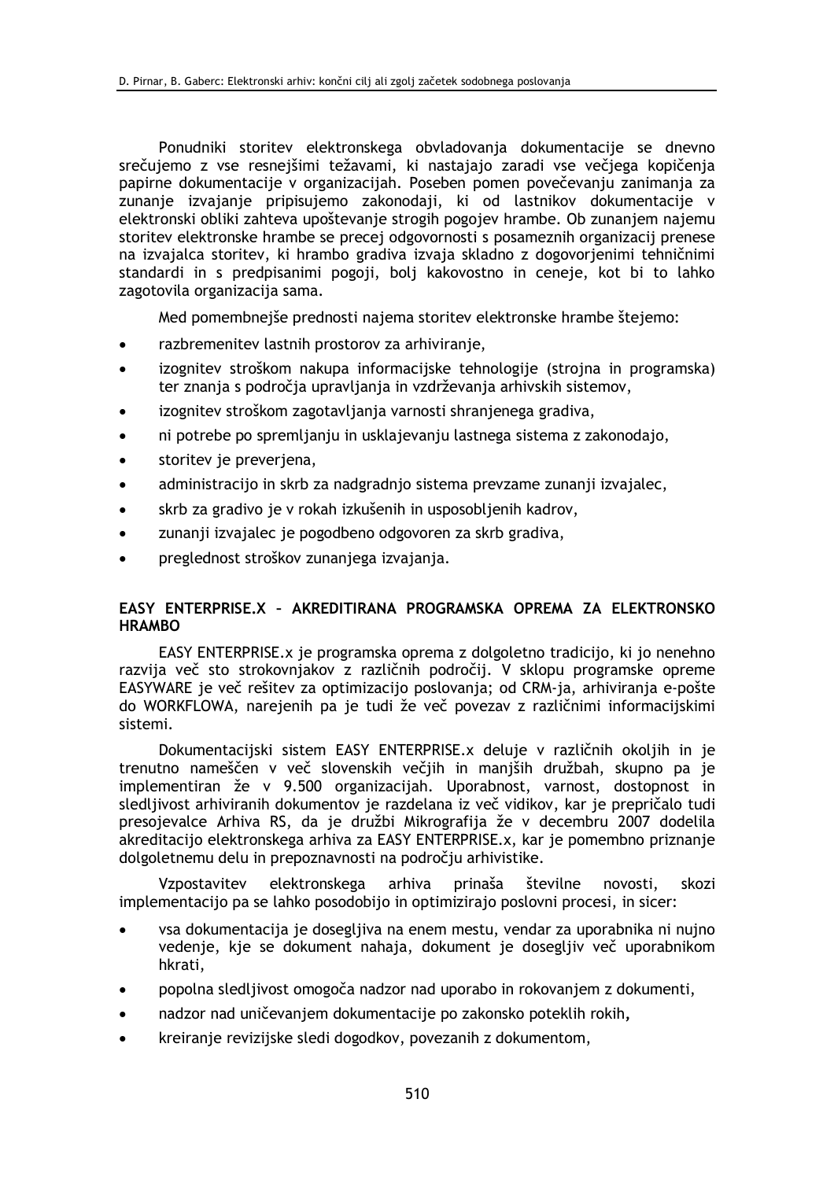Ponudniki storitev elektronskega obvladovanja dokumentacije se dnevno srečujemo z vse resnejšimi težavami, ki nastajajo zaradi vse večjega kopičenja papirne dokumentacije v organizacijah. Poseben pomen povečevanju zanimanja za zunanje izvajanje pripisujemo zakonodaji, ki od lastnikov dokumentacije v elektronski obliki zahteva upoštevanje strogih pogojev hrambe. Ob zunanjem najemu storitev elektronske hrambe se precej odgovornosti s posameznih organizacij prenese na izvajalca storitev, ki hrambo gradiva izvaja skladno z dogovorjenimi tehničnimi standardi in s predpisanimi pogoji, bolj kakovostno in ceneje, kot bi to lahko zagotovila organizacija sama.

Med pomembnejše prednosti najema storitev elektronske hrambe štejemo:

- razbremenitev lastnih prostorov za arhiviranje,
- izognitev stroškom nakupa informacijske tehnologije (strojna in programska) ter znanja s področja upravljanja in vzdrževanja arhivskih sistemov,
- izognitev stroškom zagotavljanja varnosti shranjenega gradiva,
- ni potrebe po spremljanju in usklajevanju lastnega sistema z zakonodajo,
- storitev je preverjena,
- administracijo in skrb za nadgradnjo sistema prevzame zunanji izvajalec,
- skrb za gradivo je v rokah izkušenih in usposobljenih kadrov,
- zunanji izvajalec je pogodbeno odgovoren za skrb gradiva,
- preglednost stroškov zunanjega izvajanja.

## EASY ENTERPRISE.X – AKREDITIRANA PROGRAMSKA OPREMA ZA ELEKTRONSKO HRAMBO

EASY ENTERPRISE.x je programska oprema z dolgoletno tradicijo, ki jo nenehno razvija več sto strokovnjakov z različnih področij. V sklopu programske opreme EASYWARE je več rešitev za optimizacijo poslovanja; od CRM-ja, arhiviranja e-pošte do WORKFLOWA, narejenih pa je tudi že več povezav z različnimi informacijskimi sistemi.

Dokumentacijski sistem EASY ENTERPRISE.x deluje v različnih okoljih in je trenutno nameščen v več slovenskih večjih in manjših družbah, skupno pa je implementiran že v 9.500 organizacijah. Uporabnost, varnost, dostopnost in sledljivost arhiviranih dokumentov je razdelana iz več vidikov, kar je prepričalo tudi presojevalce Arhiva RS, da je družbi Mikrografija že v decembru 2007 dodelila akreditacijo elektronskega arhiva za EASY ENTERPRISE.x, kar je pomembno priznanje dolgoletnemu delu in prepoznavnosti na področju arhivistike.

Vzpostavitev elektronskega arhiva prinaša številne novosti, skozi implementacijo pa se lahko posodobijo in optimizirajo poslovni procesi, in sicer:

- vsa dokumentacija je dosegljiva na enem mestu, vendar za uporabnika ni nujno vedenje, kje se dokument nahaja, dokument je dosegljiv več uporabnikom hkrati,
- popolna sledljivost omogoča nadzor nad uporabo in rokovanjem z dokumenti,
- nadzor nad uničevanjem dokumentacije po zakonsko poteklih rokih,
- kreiranje revizijske sledi dogodkov, povezanih z dokumentom,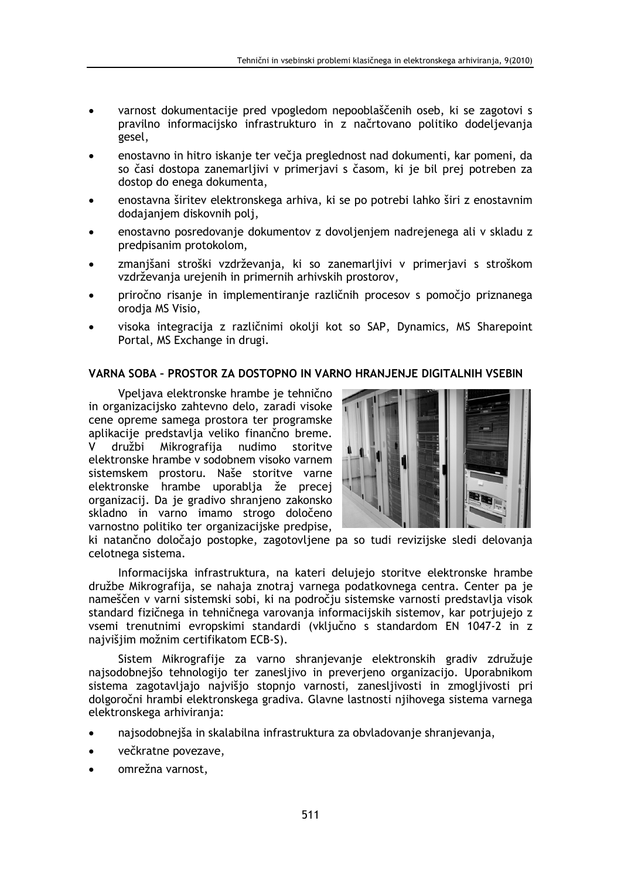- varnost dokumentacije pred vpogledom nepooblaščenih oseb, ki se zagotovi s pravilno informacijsko infrastrukturo in z načrtovano politiko dodeljevanja gesel,
- enostavno in hitro iskanje ter večja preglednost nad dokumenti, kar pomeni, da so časi dostopa zanemarljivi v primerjavi s časom, ki je bil prej potreben za dostop do enega dokumenta,
- enostavna širitev elektronskega arhiva, ki se po potrebi lahko širi z enostavnim dodajanjem diskovnih polj,
- enostavno posredovanje dokumentov z dovoljenjem nadrejenega ali v skladu z predpisanim protokolom,
- zmanjšani stroški vzdrževanja, ki so zanemarljivi v primerjavi s stroškom vzdrževanja urejenih in primernih arhivskih prostorov,
- priročno risanje in implementiranje različnih procesov s pomočjo priznanega orodja MS Visio,
- visoka integracija z različnimi okolji kot so SAP, Dynamics, MS Sharepoint Portal, MS Exchange in drugi.

## VARNA SOBA – PROSTOR ZA DOSTOPNO IN VARNO HRANJENJE DIGITALNIH VSEBIN

Vpeljava elektronske hrambe je tehnično in organizacijsko zahtevno delo, zaradi visoke cene opreme samega prostora ter programske aplikacije predstavlja veliko finančno breme. V družbi Mikrografija nudimo storitve elektronske hrambe v sodobnem visoko varnem sistemskem prostoru. Naše storitve varne elektronske hrambe uporablja že precej organizacij. Da je gradivo shranjeno zakonsko skladno in varno imamo strogo določeno varnostno politiko ter organizacijske predpise, ki natančno določajo postopke, zagotovljene pa so tudi revizijske sledi delovanja celotnega sistema.

Informacijska infrastruktura, na kateri delujejo storitve elektronske hrambe družbe Mikrografija, se nahaja znotraj varnega podatkovnega centra. Center pa je nameščen v varni sistemski sobi, ki na področju sistemske varnosti predstavlja visok standard fizičnega in tehničnega varovanja informacijskih sistemov, kar potrjujejo z vsemi trenutnimi evropskimi standardi (vključno s standardom EN 1047-2 in z najvišjim možnim certifikatom ECB-S).

Sistem Mikrografije za varno shranjevanje elektronskih gradiv združuje najsodobnejšo tehnologijo ter zanesljivo in preverjeno organizacijo. Uporabnikom sistema zagotavljajo najvišjo stopnjo varnosti, zanesljivosti in zmogljivosti pri dolgoročni hrambi elektronskega gradiva. Glavne lastnosti njihovega sistema varnega elektronskega arhiviranja:

- najsodobnejša in skalabilna infrastruktura za obvladovanje shranjevanja,
- večkratne povezave,
- omrežna varnost,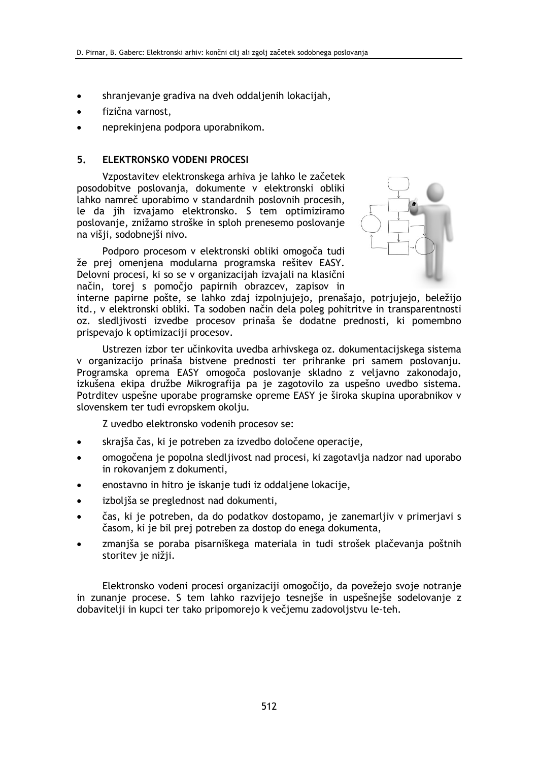- shranjevanje gradiva na dveh oddaljenih lokacijah,
- fizična varnost,
- neprekinjena podpora uporabnikom.

## 5. ELEKTRONSKO VODENI PROCESI

Vzpostavitev elektronskega arhiva je lahko le začetek posodobitve poslovanja, dokumente v elektronski obliki lahko namreč uporabimo v standardnih poslovnih procesih, le da jih izvajamo elektronsko. S tem optimiziramo poslovanje, znižamo stroške in sploh prenesemo poslovanje na višji, sodobnejši nivo.

Podporo procesom v elektronski obliki omogoča tudi že prej omenjena modularna programska rešitev EASY. Delovni procesi, ki so se v organizacijah izvajali na klasični način, torej s pomočjo papirnih obrazcev, zapisov in interne papirne pošte, se lahko zdaj izpolnjujejo, prenašajo, potrjujejo, beležijo itd., v elektronski obliki. Ta sodoben način dela poleg pohitritve in transparentnosti oz. sledljivosti izvedbe procesov prinaša še dodatne prednosti, ki pomembno prispevajo k optimizaciji procesov.

Ustrezen izbor ter učinkovita uvedba arhivskega oz. dokumentacijskega sistema v organizacijo prinaša bistvene prednosti ter prihranke pri samem poslovanju. Programska oprema EASY omogoča poslovanje skladno z veljavno zakonodajo, izkušena ekipa družbe Mikrografija pa je zagotovilo za uspešno uvedbo sistema. Potrditev uspešne uporabe programske opreme EASY je široka skupina uporabnikov v slovenskem ter tudi evropskem okolju.

Z uvedbo elektronsko vodenih procesov se:

- skrajša čas, ki je potreben za izvedbo določene operacije,
- omogočena je popolna sledljivost nad procesi, ki zagotavlja nadzor nad uporabo in rokovanjem z dokumenti,
- enostavno in hitro je iskanje tudi iz oddaljene lokacije,
- izboljša se preglednost nad dokumenti,
- čas, ki je potreben, da do podatkov dostopamo, je zanemarljiv v primerjavi s časom, ki je bil prej potreben za dostop do enega dokumenta,
- zmanjša se poraba pisarniškega materiala in tudi strošek plačevanja poštnih storitev je nižji.

Elektronsko vodeni procesi organizaciji omogočijo, da povežejo svoje notranje in zunanje procese. S tem lahko razvijejo tesnejše in uspešnejše sodelovanje z dobavitelji in kupci ter tako pripomorejo k večjemu zadovoljstvu le-teh.